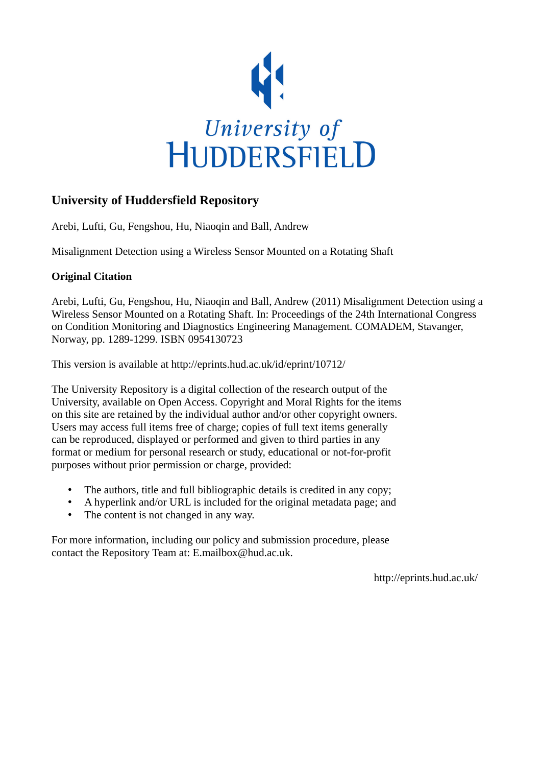University of HUDDERSFIELD

# University of Huddersfield Repository

Arebi, Lufti, Gu, Fengshou, Hu, Niaoqin and Ball, Andrew

Misalignment Detection using a Wireless Sensor Mounted on a Rotating Shaft

## Original Citation

Arebi, Lufti, Gu, Fengshou, Hu, Niaoqin and Ball, Andrew (2011) Misalignment Detection using a Wireless Sensor Mounted on a Rotating Shaft. In: Proceedings of the 24th International Congress on Condition Monitoring and Diagnostics Engineering Management. COMADEM, Stavanger, Norway, pp. 1289-1299. ISBN 0954130723

This version is available at http://eprints.hud.ac.uk/id/eprint/10712/

The University Repository is a digital collection of the research output of the University, available on Open Access. Copyright and Moral Rights for the items on this site are retained by the individual author and/or other copyright owners. Users may access full items free of charge; copies of full text items generally can be reproduced, displayed or performed and given to third parties in any format or medium for personal research or study, educational or not-for-profit purposes without prior permission or charge, provided:

- The authors, title and full bibliographic details is credited in any copy;
- A hyperlink and/or URL is included for the original metadata page; and
- The content is not changed in any way.

For more information, including our policy and submission procedure, please contact the Repository Team at: E.mailbox@hud.ac.uk.

http://eprints.hud.ac.uk/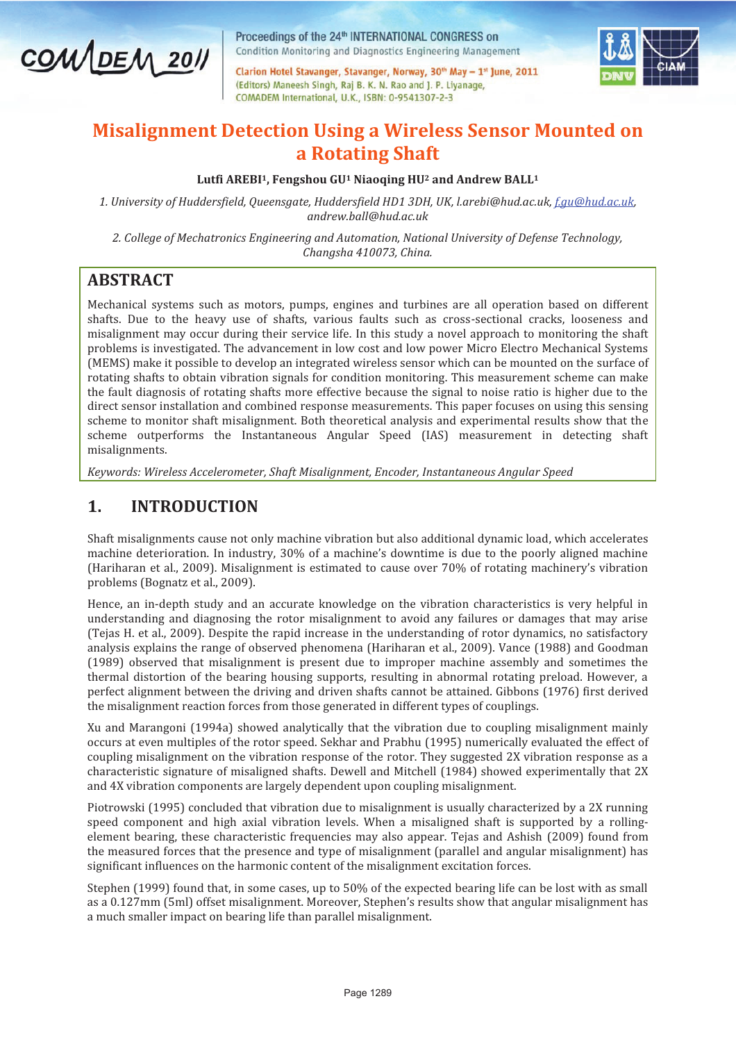# Misalignment Detection Using a Wireless Sensor Mounted on a Rotating Shaft

**Lutfi AREBI[1], Fengshou GU[1] Niaoqing HU[2] and Andrew BALL[1]**

*1. University of Huddersfield, Queensgate, Huddersfield HD1 3DH, UK, l.arebi@hud.ac.uk, f.gu@hud.ac.uk, andrew.ball@hud.ac.uk*

*2. College of Mechatronics Engineering and Automation, National University of Defense Technology, Changsha 410073, China.*

## ABSTRACT

Mechanical systems such as motors, pumps, engines and turbines are all operation based on different shafts. Due to the heavy use of shafts, various faults such as cross-sectional cracks, looseness and misalignment may occur during their service life. In this study a novel approach to monitoring the shaft problems is investigated. The advancement in low cost and low power Micro Electro Mechanical Systems (MEMS) make it possible to develop an integrated wireless sensor which can be mounted on the surface of rotating shafts to obtain vibration signals for condition monitoring. This measurement scheme can make the fault diagnosis of rotating shafts more effective because the signal to noise ratio is higher due to the direct sensor installation and combined response measurements. This paper focuses on using this sensing scheme to monitor shaft misalignment. Both theoretical analysis and experimental results show that the scheme outperforms the Instantaneous Angular Speed (IAS) measurement in detecting shaft misalignments.

*Keywords: Wireless Accelerometer, Shaft Misalignment, Encoder, Instantaneous Angular Speed*

## 1. INTRODUCTION

Shaft misalignments cause not only machine vibration but also additional dynamic load, which accelerates machine deterioration. In industry, 30% of a machine's downtime is due to the poorly aligned machine (Hariharan et al., 2009). Misalignment is estimated to cause over 70% of rotating machinery's vibration problems (Bognatz et al., 2009).

Hence, an in-depth study and an accurate knowledge on the vibration characteristics is very helpful in understanding and diagnosing the rotor misalignment to avoid any failures or damages that may arise (Tejas H. et al., 2009). Despite the rapid increase in the understanding of rotor dynamics, no satisfactory analysis explains the range of observed phenomena (Hariharan et al., 2009). Vance (1988) and Goodman (1989) observed that misalignment is present due to improper machine assembly and sometimes the thermal distortion of the bearing housing supports, resulting in abnormal rotating preload. However, a perfect alignment between the driving and driven shafts cannot be attained. Gibbons (1976) first derived the misalignment reaction forces from those generated in different types of couplings.

Xu and Marangoni (1994a) showed analytically that the vibration due to coupling misalignment mainly occurs at even multiples of the rotor speed. Sekhar and Prabhu (1995) numerically evaluated the effect of coupling misalignment on the vibration response of the rotor. They suggested 2X vibration response as a characteristic signature of misaligned shafts. Dewell and Mitchell (1984) showed experimentally that 2X and 4X vibration components are largely dependent upon coupling misalignment.

Piotrowski (1995) concluded that vibration due to misalignment is usually characterized by a 2X running speed component and high axial vibration levels. When a misaligned shaft is supported by a rolling-element bearing, these characteristic frequencies may also appear. Tejas and Ashish (2009) found from the measured forces that the presence and type of misalignment (parallel and angular misalignment) has significant influences on the harmonic content of the misalignment excitation forces.

Stephen (1999) found that, in some cases, up to 50% of the expected bearing life can be lost with as small as a 0.127mm (5ml) offset misalignment. Moreover, Stephen's results show that angular misalignment has a much smaller impact on bearing life than parallel misalignment.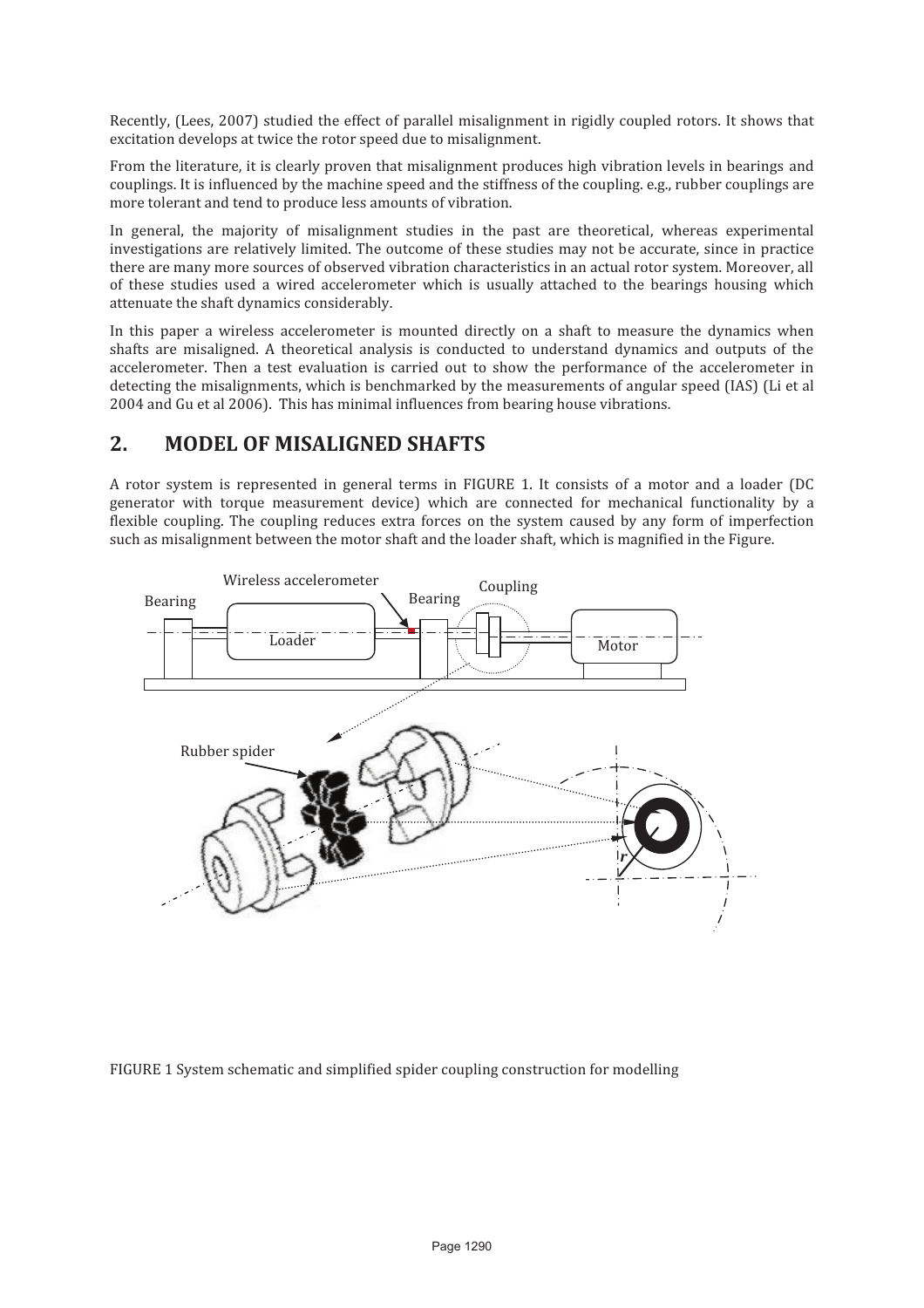Recently, (Lees, 2007) studied the effect of parallel misalignment in rigidly coupled rotors. It shows that excitation develops at twice the rotor speed due to misalignment.

From the literature, it is clearly proven that misalignment produces high vibration levels in bearings and couplings. It is influenced by the machine speed and the stiffness of the coupling. e.g., rubber couplings are more tolerant and tend to produce less amounts of vibration.

In general, the majority of misalignment studies in the past are theoretical, whereas experimental investigations are relatively limited. The outcome of these studies may not be accurate, since in practice there are many more sources of observed vibration characteristics in an actual rotor system. Moreover, all of these studies used a wired accelerometer which is usually attached to the bearings housing which attenuate the shaft dynamics considerably.

In this paper a wireless accelerometer is mounted directly on a shaft to measure the dynamics when shafts are misaligned. A theoretical analysis is conducted to understand dynamics and outputs of the accelerometer. Then a test evaluation is carried out to show the performance of the accelerometer in detecting the misalignments, which is benchmarked by the measurements of angular speed (IAS) (Li et al 2004 and Gu et al 2006). This has minimal influences from bearing house vibrations.

## 2. MODEL OF MISALIGNED SHAFTS

A rotor system is represented in general terms in FIGURE 1. It consists of a motor and a loader (DC generator with torque measurement device) which are connected for mechanical functionality by a flexible coupling. The coupling reduces extra forces on the system caused by any form of imperfection such as misalignment between the motor shaft and the loader shaft, which is magnified in the Figure.

FIGURE 1 System schematic and simplified spider coupling construction for modelling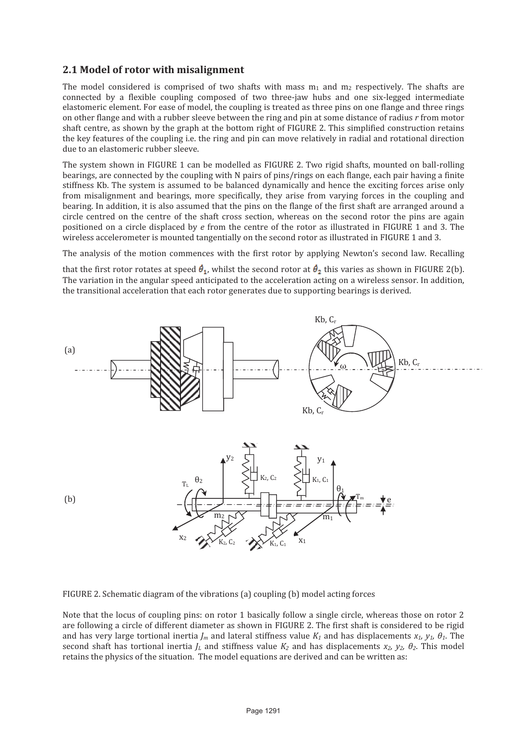## 2.1 Model of rotor with misalignment

The model considered is comprised of two shafts with mass $m_1$ and $m_2$ respectively. The shafts are connected by a flexible coupling composed of two three-jaw hubs and one six-legged intermediate elastomeric element. For ease of model, the coupling is treated as three pins on one flange and three rings on other flange and with a rubber sleeve between the ring and pin at some distance of radius *r* from motor shaft centre, as shown by the graph at the bottom right of FIGURE 2. This simplified construction retains the key features of the coupling i.e. the ring and pin can move relatively in radial and rotational direction due to an elastomeric rubber sleeve.

The system shown in FIGURE 1 can be modelled as FIGURE 2. Two rigid shafts, mounted on ball-rolling bearings, are connected by the coupling with N pairs of pins/rings on each flange, each pair having a finite stiffness Kb. The system is assumed to be balanced dynamically and hence the exciting forces arise only from misalignment and bearings, more specifically, they arise from varying forces in the coupling and bearing. In addition, it is also assumed that the pins on the flange of the first shaft are arranged around a circle centred on the centre of the shaft cross section, whereas on the second rotor the pins are again positioned on a circle displaced by *e* from the centre of the rotor as illustrated in FIGURE 1 and 3. The wireless accelerometer is mounted tangentially on the second rotor as illustrated in FIGURE 1 and 3.

The analysis of the motion commences with the first rotor by applying Newton's second law. Recalling that the first rotor rotates at speed $\dot{\theta}_1$, whilst the second rotor at $\dot{\theta}_2$ this varies as shown in FIGURE 2(b). The variation in the angular speed anticipated to the acceleration acting on a wireless sensor. In addition, the transitional acceleration that each rotor generates due to supporting bearings is derived.

FIGURE 2. Schematic diagram of the vibrations (a) coupling (b) model acting forces

Note that the locus of coupling pins: on rotor 1 basically follow a single circle, whereas those on rotor 2 are following a circle of different diameter as shown in FIGURE 2. The first shaft is considered to be rigid and has very large tortional inertia $J_m$ and lateral stiffness value $K_1$ and has displacements $x_1$, $y_1$, $\theta_1$. The second shaft has tortional inertia $J_L$ and stiffness value $K_2$ and has displacements $x_2$, $y_2$, $\theta_2$. This model retains the physics of the situation. The model equations are derived and can be written as: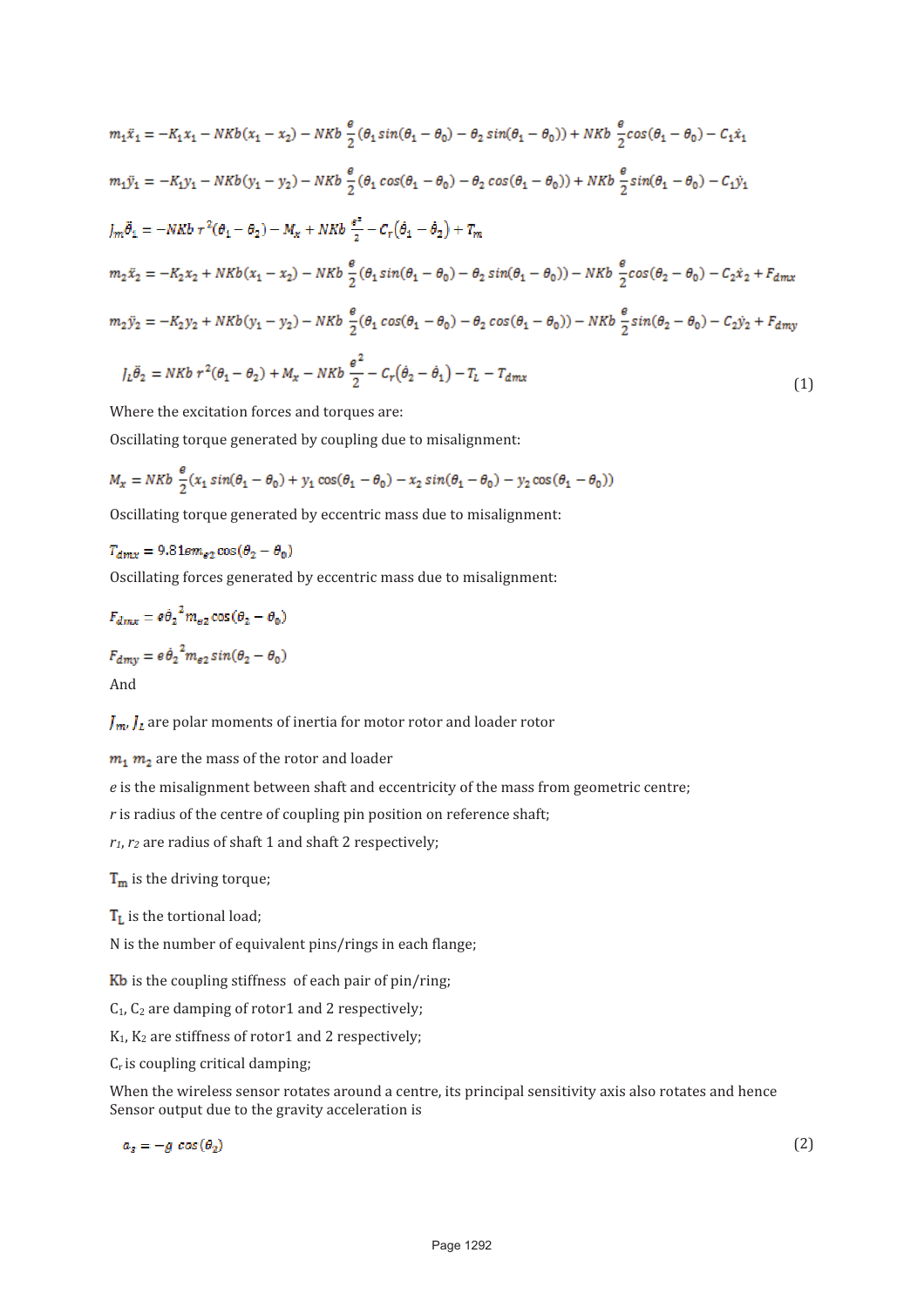$$m_1\ddot{x}_1 = -K_1x_1 - NKb(x_1 - x_2) - NKb\,\frac{e}{2}(\theta_1 \sin(\theta_1 - \theta_0) - \theta_2 \sin(\theta_1 - \theta_0)) + NKb\,\frac{e}{2}\cos(\theta_1 - \theta_0) - C_1\dot{x}_1$$

$$m_1\ddot{y}_1 = -K_1y_1 - NKb(y_1 - y_2) - NKb\,\frac{e}{2}(\theta_1 \cos(\theta_1 - \theta_0) - \theta_2 \cos(\theta_1 - \theta_0)) + NKb\,\frac{e}{2}\sin(\theta_1 - \theta_0) - C_1\dot{y}_1$$

$$J_m\ddot{\theta}_1 = -NKb\,r^2(\theta_1 - \theta_2) - M_x + NKb\,\frac{e^2}{2} - C_r(\dot{\theta}_1 - \dot{\theta}_2) + T_m$$

$$m_2\ddot{x}_2 = -K_2x_2 + NKb(x_1 - x_2) - NKb\,\frac{e}{2}(\theta_1 \sin(\theta_1 - \theta_0) - \theta_2 \sin(\theta_1 - \theta_0)) - NKb\,\frac{e}{2}\cos(\theta_2 - \theta_0) - C_2\dot{x}_2 + F_{dmx}$$

$$m_2\ddot{y}_2 = -K_2y_2 + NKb(y_1 - y_2) - NKb\,\frac{e}{2}(\theta_1 \cos(\theta_1 - \theta_0) - \theta_2 \cos(\theta_1 - \theta_0)) - NKb\,\frac{e}{2}\sin(\theta_2 - \theta_0) - C_2\dot{y}_2 + F_{dmy}$$

$$J_L\ddot{\theta}_2 = NKb\,r^2(\theta_1 - \theta_2) + M_x - NKb\,\frac{e^2}{2} - C_r(\dot{\theta}_2 - \dot{\theta}_1) - T_L - T_{dmx} \tag{1}$$

Where the excitation forces and torques are:

Oscillating torque generated by coupling due to misalignment:

$$M_x = NKb\,\frac{e}{2}(x_1 \sin(\theta_1 - \theta_0) + y_1 \cos(\theta_1 - \theta_0) - x_2 \sin(\theta_1 - \theta_0) - y_2 \cos(\theta_1 - \theta_0))$$

Oscillating torque generated by eccentric mass due to misalignment:

$$T_{dmx} = 9.81em_{e2}\cos(\theta_2 - \theta_0)$$

Oscillating forces generated by eccentric mass due to misalignment:

$$F_{dmx} = e\dot{\theta}_2^{\,2} m_{e2}\cos(\theta_2 - \theta_0)$$

$$F_{dmy} = e\dot{\theta}_2^{\,2} m_{e2}\sin(\theta_2 - \theta_0)$$

And

$J_m$, $J_L$ are polar moments of inertia for motor rotor and loader rotor

$m_1$ $m_2$ are the mass of the rotor and loader

*e* is the misalignment between shaft and eccentricity of the mass from geometric centre;

*r* is radius of the centre of coupling pin position on reference shaft;

$r_1$, $r_2$ are radius of shaft 1 and shaft 2 respectively;

$T_m$ is the driving torque;

$T_L$ is the tortional load;

N is the number of equivalent pins/rings in each flange;

Kb is the coupling stiffness of each pair of pin/ring;

$C_1$, $C_2$ are damping of rotor1 and 2 respectively;

$K_1$, $K_2$ are stiffness of rotor1 and 2 respectively;

$C_r$ is coupling critical damping;

When the wireless sensor rotates around a centre, its principal sensitivity axis also rotates and hence Sensor output due to the gravity acceleration is

$$a_s = -g\,\cos(\theta_2) \tag{2}$$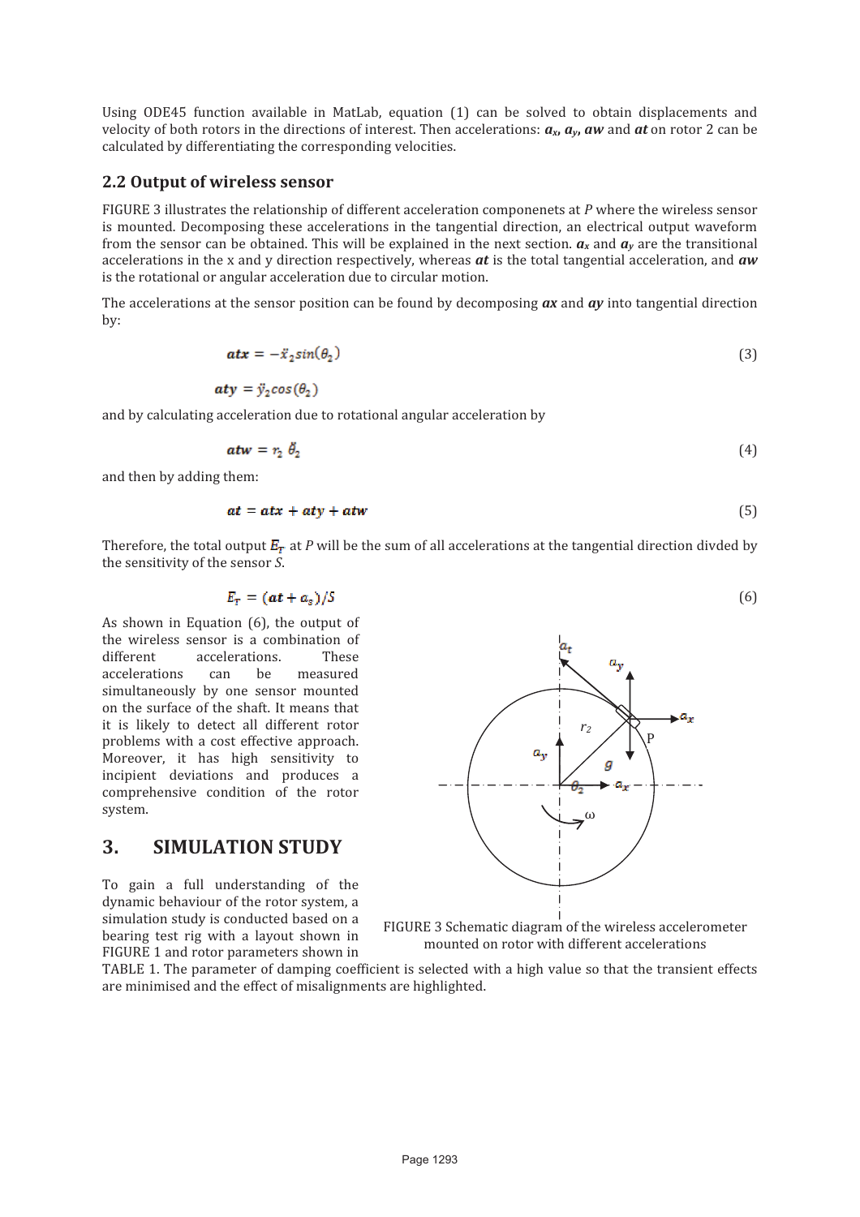Using ODE45 function available in MatLab, equation (1) can be solved to obtain displacements and velocity of both rotors in the directions of interest. Then accelerations: $a_x$, $a_y$, $aw$ and $at$ on rotor 2 can be calculated by differentiating the corresponding velocities.

## 2.2 Output of wireless sensor

FIGURE 3 illustrates the relationship of different acceleration componenets at *P* where the wireless sensor is mounted. Decomposing these accelerations in the tangential direction, an electrical output waveform from the sensor can be obtained. This will be explained in the next section. $a_x$ and $a_y$ are the transitional accelerations in the x and y direction respectively, whereas $at$ is the total tangential acceleration, and $aw$ is the rotational or angular acceleration due to circular motion.

The accelerations at the sensor position can be found by decomposing $ax$ and $ay$ into tangential direction by:

$$atx = -\ddot{x}_2 sin(\theta_2) \tag{3}$$

$$aty = \ddot{y}_2 cos(\theta_2)$$

and by calculating acceleration due to rotational angular acceleration by

$$atw = r_2\, \ddot{\theta}_2 \tag{4}$$

and then by adding them:

$$at = atx + aty + atw \tag{5}$$

Therefore, the total output $E_T$ at *P* will be the sum of all accelerations at the tangential direction divded by the sensitivity of the sensor *S*.

$$E_T = (at + a_g)/S \tag{6}$$

As shown in Equation (6), the output of the wireless sensor is a combination of different accelerations. These accelerations can be measured simultaneously by one sensor mounted on the surface of the shaft. It means that it is likely to detect all different rotor problems with a cost effective approach. Moreover, it has high sensitivity to incipient deviations and produces a comprehensive condition of the rotor system.

FIGURE 3 Schematic diagram of the wireless accelerometer mounted on rotor with different accelerations

# 3. SIMULATION STUDY

To gain a full understanding of the dynamic behaviour of the rotor system, a simulation study is conducted based on a bearing test rig with a layout shown in FIGURE 1 and rotor parameters shown in TABLE 1. The parameter of damping coefficient is selected with a high value so that the transient effects are minimised and the effect of misalignments are highlighted.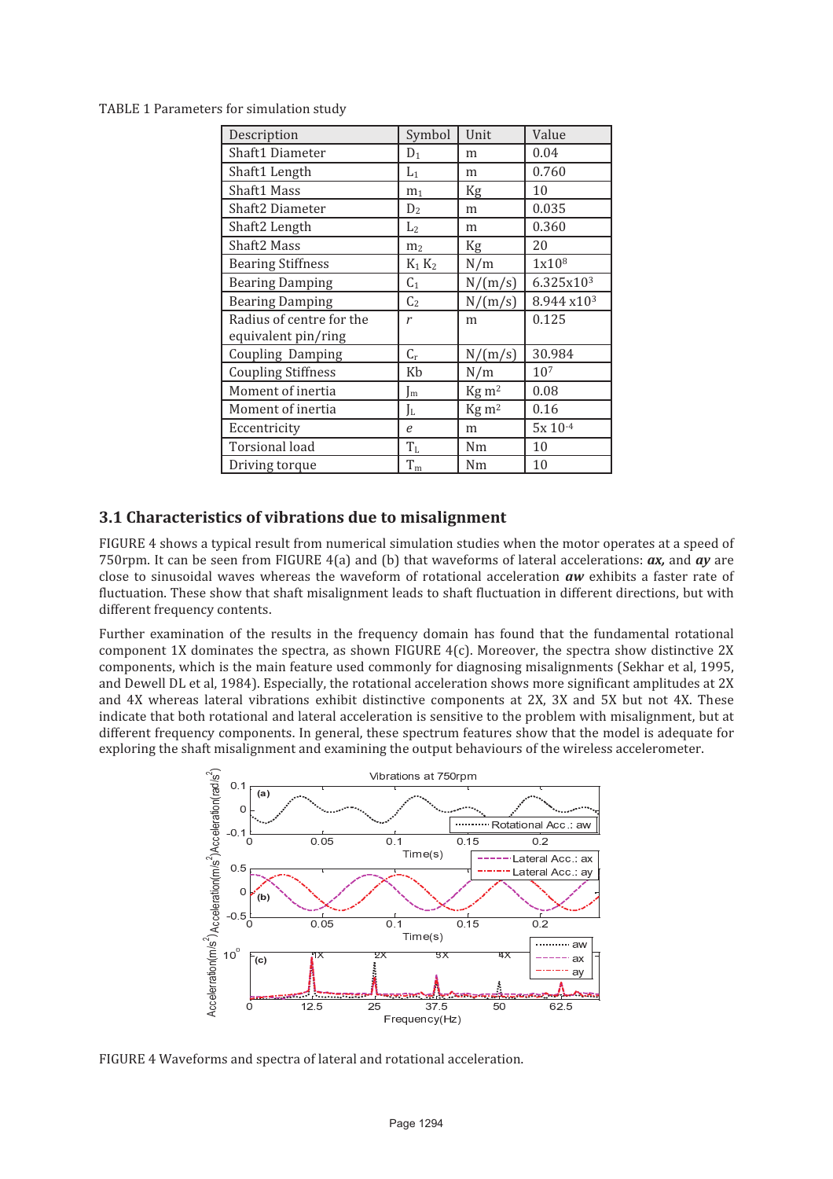TABLE 1 Parameters for simulation study

| Description | Symbol | Unit | Value |
| --- | --- | --- | --- |
| Shaft1 Diameter | $D_1$ | m | 0.04 |
| Shaft1 Length | $L_1$ | m | 0.760 |
| Shaft1 Mass | $m_1$ | Kg | 10 |
| Shaft2 Diameter | $D_2$ | m | 0.035 |
| Shaft2 Length | $L_2$ | m | 0.360 |
| Shaft2 Mass | $m_2$ | Kg | 20 |
| Bearing Stiffness | $K_1$ $K_2$ | N/m | $1 \times 10^8$ |
| Bearing Damping | $C_1$ | N/(m/s) | $6.325 \times 10^3$ |
| Bearing Damping | $C_2$ | N/(m/s) | $8.944 \times 10^3$ |
| Radius of centre for the equivalent pin/ring | $r$ | m | 0.125 |
| Coupling Damping | $C_r$ | N/(m/s) | 30.984 |
| Coupling Stiffness | Kb | N/m | $10^7$ |
| Moment of inertia | $J_m$ | Kg m$^2$ | 0.08 |
| Moment of inertia | $J_L$ | Kg m$^2$ | 0.16 |
| Eccentricity | $e$ | m | $5 \times 10^{-4}$ |
| Torsional load | $T_L$ | Nm | 10 |
| Driving torque | $T_m$ | Nm | 10 |

## 3.1 Characteristics of vibrations due to misalignment

FIGURE 4 shows a typical result from numerical simulation studies when the motor operates at a speed of 750rpm. It can be seen from FIGURE 4(a) and (b) that waveforms of lateral accelerations: ***ax,*** and ***ay*** are close to sinusoidal waves whereas the waveform of rotational acceleration ***aw*** exhibits a faster rate of fluctuation. These show that shaft misalignment leads to shaft fluctuation in different directions, but with different frequency contents.

Further examination of the results in the frequency domain has found that the fundamental rotational component 1X dominates the spectra, as shown FIGURE 4(c). Moreover, the spectra show distinctive 2X components, which is the main feature used commonly for diagnosing misalignments (Sekhar et al, 1995, and Dewell DL et al, 1984). Especially, the rotational acceleration shows more significant amplitudes at 2X and 4X whereas lateral vibrations exhibit distinctive components at 2X, 3X and 5X but not 4X. These indicate that both rotational and lateral acceleration is sensitive to the problem with misalignment, but at different frequency components. In general, these spectrum features show that the model is adequate for exploring the shaft misalignment and examining the output behaviours of the wireless accelerometer.

FIGURE 4 Waveforms and spectra of lateral and rotational acceleration.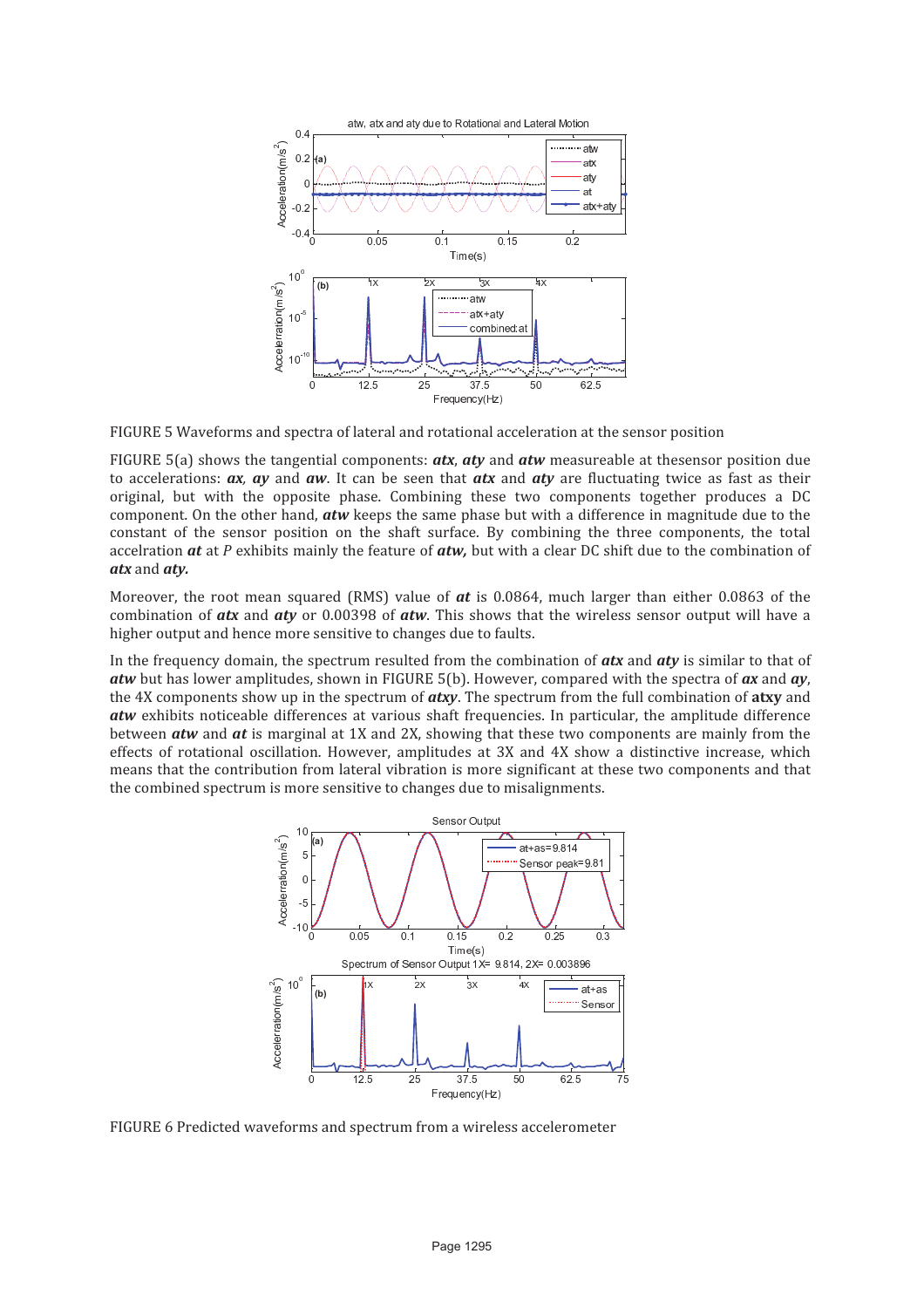FIGURE 5 Waveforms and spectra of lateral and rotational acceleration at the sensor position

FIGURE 5(a) shows the tangential components: ***atx***, ***aty*** and ***atw*** measureable at thesensor position due to accelerations: ***ax***, ***ay*** and ***aw***. It can be seen that ***atx*** and ***aty*** are fluctuating twice as fast as their original, but with the opposite phase. Combining these two components together produces a DC component. On the other hand, ***atw*** keeps the same phase but with a difference in magnitude due to the constant of the sensor position on the shaft surface. By combining the three components, the total accelration ***at*** at *P* exhibits mainly the feature of ***atw,*** but with a clear DC shift due to the combination of ***atx*** and ***aty.***

Moreover, the root mean squared (RMS) value of ***at*** is 0.0864, much larger than either 0.0863 of the combination of ***atx*** and ***aty*** or 0.00398 of ***atw***. This shows that the wireless sensor output will have a higher output and hence more sensitive to changes due to faults.

In the frequency domain, the spectrum resulted from the combination of ***atx*** and ***aty*** is similar to that of ***atw*** but has lower amplitudes, shown in FIGURE 5(b). However, compared with the spectra of ***ax*** and ***ay***, the 4X components show up in the spectrum of ***atxy***. The spectrum from the full combination of **atxy** and ***atw*** exhibits noticeable differences at various shaft frequencies. In particular, the amplitude difference between ***atw*** and ***at*** is marginal at 1X and 2X, showing that these two components are mainly from the effects of rotational oscillation. However, amplitudes at 3X and 4X show a distinctive increase, which means that the contribution from lateral vibration is more significant at these two components and that the combined spectrum is more sensitive to changes due to misalignments.

FIGURE 6 Predicted waveforms and spectrum from a wireless accelerometer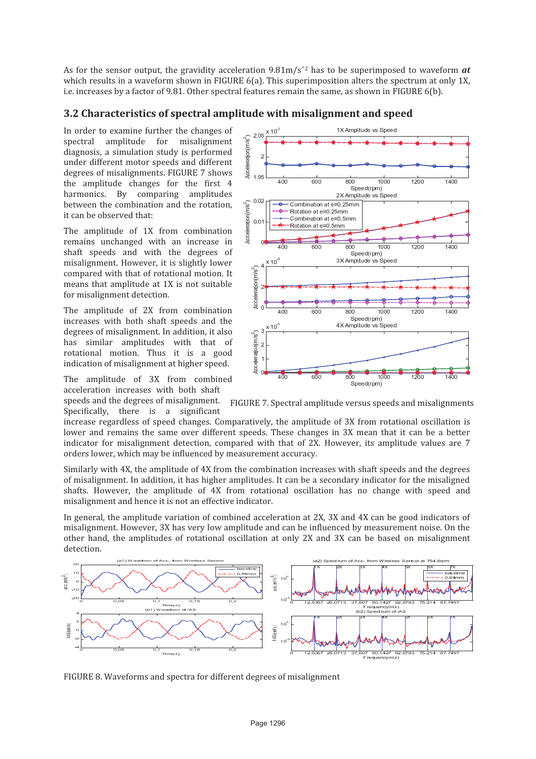As for the sensor output, the gravidity acceleration 9.81m/s^2 has to be superimposed to waveform ***at*** which results in a waveform shown in FIGURE 6(a). This superimposition alters the spectrum at only 1X, i.e. increases by a factor of 9.81. Other spectral features remain the same, as shown in FIGURE 6(b).

## 3.2 Characteristics of spectral amplitude with misalignment and speed

In order to examine further the changes of spectral amplitude for misalignment diagnosis, a simulation study is performed under different motor speeds and different degrees of misalignments. FIGURE 7 shows the amplitude changes for the first 4 harmonics. By comparing amplitudes between the combination and the rotation, it can be observed that:

The amplitude of 1X from combination remains unchanged with an increase in shaft speeds and with the degrees of misalignment. However, it is slightly lower compared with that of rotational motion. It means that amplitude at 1X is not suitable for misalignment detection.

The amplitude of 2X from combination increases with both shaft speeds and the degrees of misalignment. In addition, it also has similar amplitudes with that of rotational motion. Thus it is a good indication of misalignment at higher speed.

The amplitude of 3X from combined acceleration increases with both shaft speeds and the degrees of misalignment. Specifically, there is a significant increase regardless of speed changes. Comparatively, the amplitude of 3X from rotational oscillation is lower and remains the same over different speeds. These changes in 3X mean that it can be a better indicator for misalignment detection, compared with that of 2X. However, its amplitude values are 7 orders lower, which may be influenced by measurement accuracy.

FIGURE 7. Spectral amplitude versus speeds and misalignments

Similarly with 4X, the amplitude of 4X from the combination increases with shaft speeds and the degrees of misalignment. In addition, it has higher amplitudes. It can be a secondary indicator for the misaligned shafts. However, the amplitude of 4X from rotational oscillation has no change with speed and misalignment and hence it is not an effective indicator.

In general, the amplitude variation of combined acceleration at 2X, 3X and 4X can be good indicators of misalignment. However, 3X has very low amplitude and can be influenced by measurement noise. On the other hand, the amplitudes of rotational oscillation at only 2X and 3X can be based on misalignment detection.

FIGURE 8. Waveforms and spectra for different degrees of misalignment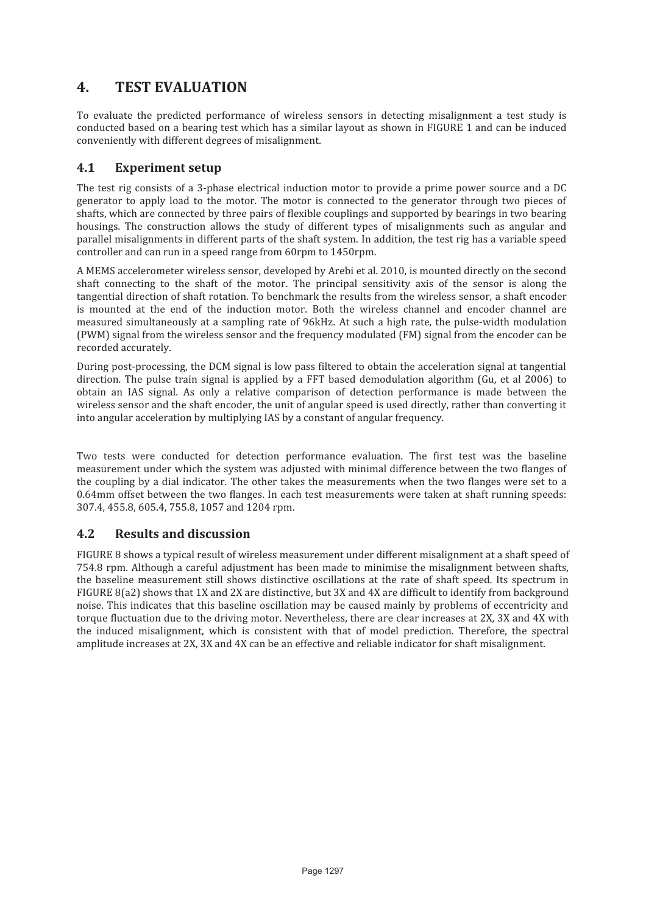# 4. TEST EVALUATION

To evaluate the predicted performance of wireless sensors in detecting misalignment a test study is conducted based on a bearing test which has a similar layout as shown in FIGURE 1 and can be induced conveniently with different degrees of misalignment.

## 4.1 Experiment setup

The test rig consists of a 3-phase electrical induction motor to provide a prime power source and a DC generator to apply load to the motor. The motor is connected to the generator through two pieces of shafts, which are connected by three pairs of flexible couplings and supported by bearings in two bearing housings. The construction allows the study of different types of misalignments such as angular and parallel misalignments in different parts of the shaft system. In addition, the test rig has a variable speed controller and can run in a speed range from 60rpm to 1450rpm.

A MEMS accelerometer wireless sensor, developed by Arebi et al. 2010, is mounted directly on the second shaft connecting to the shaft of the motor. The principal sensitivity axis of the sensor is along the tangential direction of shaft rotation. To benchmark the results from the wireless sensor, a shaft encoder is mounted at the end of the induction motor. Both the wireless channel and encoder channel are measured simultaneously at a sampling rate of 96kHz. At such a high rate, the pulse-width modulation (PWM) signal from the wireless sensor and the frequency modulated (FM) signal from the encoder can be recorded accurately.

During post-processing, the DCM signal is low pass filtered to obtain the acceleration signal at tangential direction. The pulse train signal is applied by a FFT based demodulation algorithm (Gu, et al 2006) to obtain an IAS signal. As only a relative comparison of detection performance is made between the wireless sensor and the shaft encoder, the unit of angular speed is used directly, rather than converting it into angular acceleration by multiplying IAS by a constant of angular frequency.

Two tests were conducted for detection performance evaluation. The first test was the baseline measurement under which the system was adjusted with minimal difference between the two flanges of the coupling by a dial indicator. The other takes the measurements when the two flanges were set to a 0.64mm offset between the two flanges. In each test measurements were taken at shaft running speeds: 307.4, 455.8, 605.4, 755.8, 1057 and 1204 rpm.

## 4.2 Results and discussion

FIGURE 8 shows a typical result of wireless measurement under different misalignment at a shaft speed of 754.8 rpm. Although a careful adjustment has been made to minimise the misalignment between shafts, the baseline measurement still shows distinctive oscillations at the rate of shaft speed. Its spectrum in FIGURE 8(a2) shows that 1X and 2X are distinctive, but 3X and 4X are difficult to identify from background noise. This indicates that this baseline oscillation may be caused mainly by problems of eccentricity and torque fluctuation due to the driving motor. Nevertheless, there are clear increases at 2X, 3X and 4X with the induced misalignment, which is consistent with that of model prediction. Therefore, the spectral amplitude increases at 2X, 3X and 4X can be an effective and reliable indicator for shaft misalignment.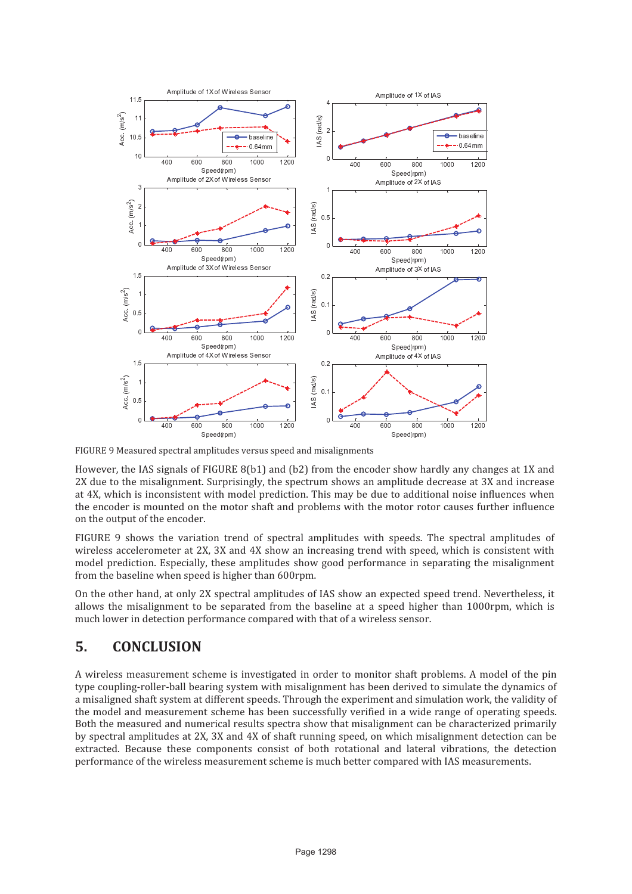FIGURE 9 Measured spectral amplitudes versus speed and misalignments

However, the IAS signals of FIGURE 8(b1) and (b2) from the encoder show hardly any changes at 1X and 2X due to the misalignment. Surprisingly, the spectrum shows an amplitude decrease at 3X and increase at 4X, which is inconsistent with model prediction. This may be due to additional noise influences when the encoder is mounted on the motor shaft and problems with the motor rotor causes further influence on the output of the encoder.

FIGURE 9 shows the variation trend of spectral amplitudes with speeds. The spectral amplitudes of wireless accelerometer at 2X, 3X and 4X show an increasing trend with speed, which is consistent with model prediction. Especially, these amplitudes show good performance in separating the misalignment from the baseline when speed is higher than 600rpm.

On the other hand, at only 2X spectral amplitudes of IAS show an expected speed trend. Nevertheless, it allows the misalignment to be separated from the baseline at a speed higher than 1000rpm, which is much lower in detection performance compared with that of a wireless sensor.

## 5. CONCLUSION

A wireless measurement scheme is investigated in order to monitor shaft problems. A model of the pin type coupling-roller-ball bearing system with misalignment has been derived to simulate the dynamics of a misaligned shaft system at different speeds. Through the experiment and simulation work, the validity of the model and measurement scheme has been successfully verified in a wide range of operating speeds. Both the measured and numerical results spectra show that misalignment can be characterized primarily by spectral amplitudes at 2X, 3X and 4X of shaft running speed, on which misalignment detection can be extracted. Because these components consist of both rotational and lateral vibrations, the detection performance of the wireless measurement scheme is much better compared with IAS measurements.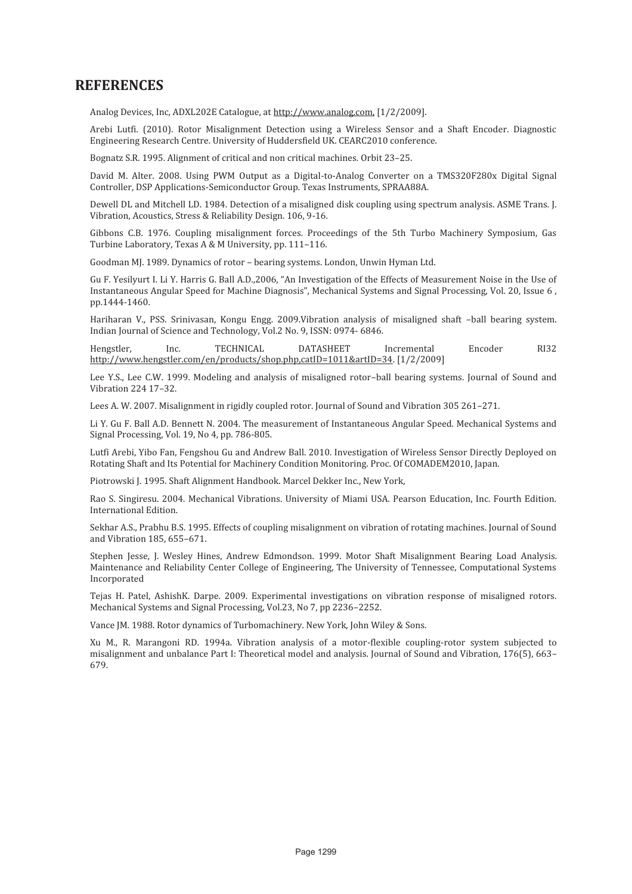# REFERENCES

Analog Devices, Inc, ADXL202E Catalogue, at http://www.analog.com, [1/2/2009].

Arebi Lutfi. (2010). Rotor Misalignment Detection using a Wireless Sensor and a Shaft Encoder. Diagnostic Engineering Research Centre. University of Huddersfield UK. CEARC2010 conference.

Bognatz S.R. 1995. Alignment of critical and non critical machines. Orbit 23–25.

David M. Alter. 2008. Using PWM Output as a Digital-to-Analog Converter on a TMS320F280x Digital Signal Controller, DSP Applications-Semiconductor Group. Texas Instruments, SPRAA88A.

Dewell DL and Mitchell LD. 1984. Detection of a misaligned disk coupling using spectrum analysis. ASME Trans. J. Vibration, Acoustics, Stress & Reliability Design. 106, 9-16.

Gibbons C.B. 1976. Coupling misalignment forces. Proceedings of the 5th Turbo Machinery Symposium, Gas Turbine Laboratory, Texas A & M University, pp. 111–116.

Goodman MJ. 1989. Dynamics of rotor – bearing systems. London, Unwin Hyman Ltd.

Gu F. Yesilyurt I. Li Y. Harris G. Ball A.D.,2006, "An Investigation of the Effects of Measurement Noise in the Use of Instantaneous Angular Speed for Machine Diagnosis", Mechanical Systems and Signal Processing, Vol. 20, Issue 6 , pp.1444-1460.

Hariharan V., PSS. Srinivasan, Kongu Engg. 2009.Vibration analysis of misaligned shaft –ball bearing system. Indian Journal of Science and Technology, Vol.2 No. 9, ISSN: 0974- 6846.

Hengstler, Inc. TECHNICAL DATASHEET Incremental Encoder RI32 http://www.hengstler.com/en/products/shop.php,catID=1011&artID=34. [1/2/2009]

Lee Y.S., Lee C.W. 1999. Modeling and analysis of misaligned rotor–ball bearing systems. Journal of Sound and Vibration 224 17–32.

Lees A. W. 2007. Misalignment in rigidly coupled rotor. Journal of Sound and Vibration 305 261–271.

Li Y. Gu F. Ball A.D. Bennett N. 2004. The measurement of Instantaneous Angular Speed. Mechanical Systems and Signal Processing, Vol. 19, No 4, pp. 786-805.

Lutfi Arebi, Yibo Fan, Fengshou Gu and Andrew Ball. 2010. Investigation of Wireless Sensor Directly Deployed on Rotating Shaft and Its Potential for Machinery Condition Monitoring. Proc. Of COMADEM2010, Japan.

Piotrowski J. 1995. Shaft Alignment Handbook. Marcel Dekker Inc., New York,

Rao S. Singiresu. 2004. Mechanical Vibrations. University of Miami USA. Pearson Education, Inc. Fourth Edition. International Edition.

Sekhar A.S., Prabhu B.S. 1995. Effects of coupling misalignment on vibration of rotating machines. Journal of Sound and Vibration 185, 655–671.

Stephen Jesse, J. Wesley Hines, Andrew Edmondson. 1999. Motor Shaft Misalignment Bearing Load Analysis. Maintenance and Reliability Center College of Engineering, The University of Tennessee, Computational Systems Incorporated

Tejas H. Patel, AshishK. Darpe. 2009. Experimental investigations on vibration response of misaligned rotors. Mechanical Systems and Signal Processing, Vol.23, No 7, pp 2236–2252.

Vance JM. 1988. Rotor dynamics of Turbomachinery. New York, John Wiley & Sons.

Xu M., R. Marangoni RD. 1994a. Vibration analysis of a motor-flexible coupling-rotor system subjected to misalignment and unbalance Part I: Theoretical model and analysis. Journal of Sound and Vibration, 176(5), 663–679.